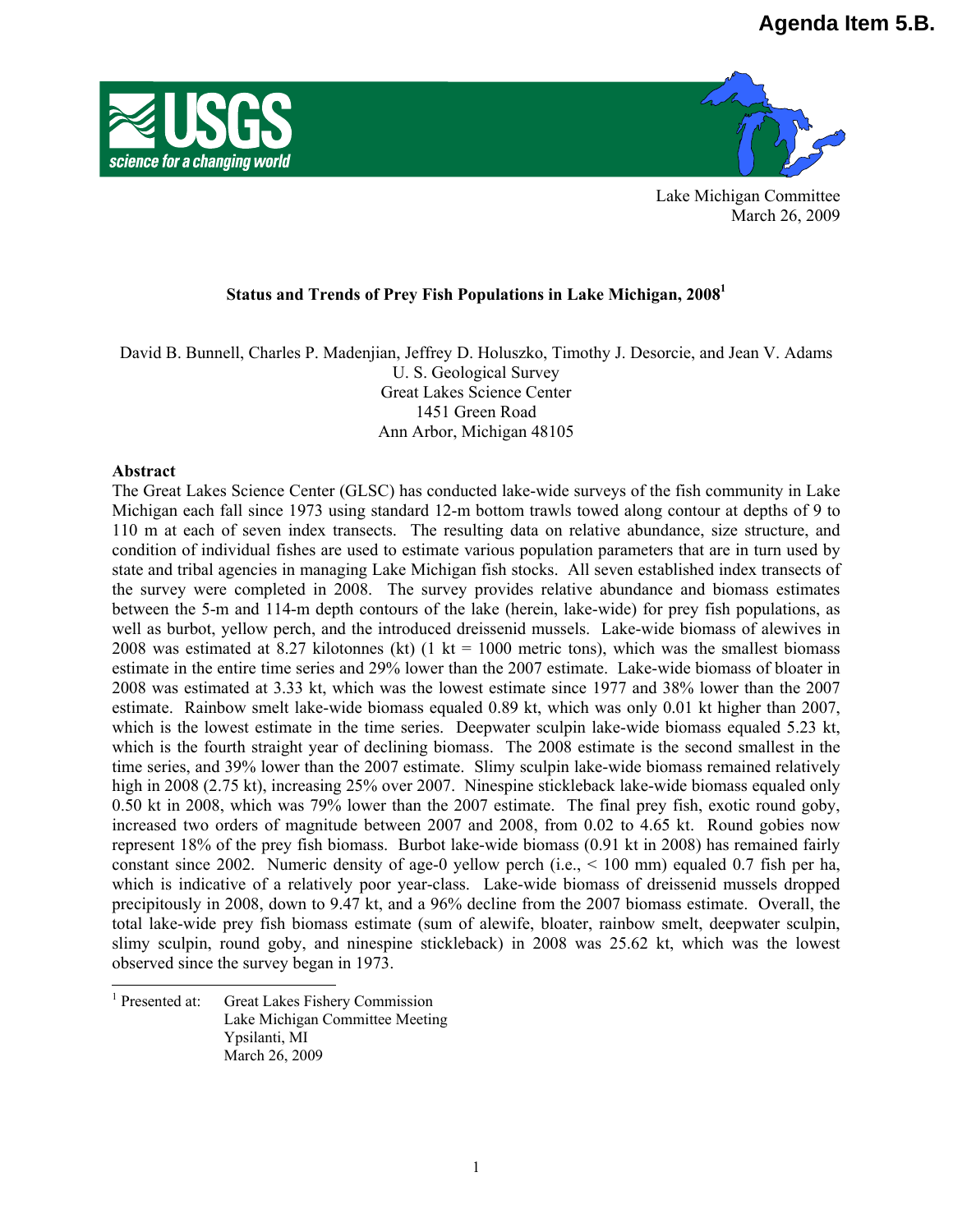Agenda Item 5.B.

Lake Michigan Committee
March 26, 2009

# Status and Trends of Prey Fish Populations in Lake Michigan, 2008[1]

David B. Bunnell, Charles P. Madenjian, Jeffrey D. Holuszko, Timothy J. Desorcie, and Jean V. Adams
U. S. Geological Survey
Great Lakes Science Center
1451 Green Road
Ann Arbor, Michigan 48105

## Abstract

The Great Lakes Science Center (GLSC) has conducted lake-wide surveys of the fish community in Lake Michigan each fall since 1973 using standard 12-m bottom trawls towed along contour at depths of 9 to 110 m at each of seven index transects. The resulting data on relative abundance, size structure, and condition of individual fishes are used to estimate various population parameters that are in turn used by state and tribal agencies in managing Lake Michigan fish stocks. All seven established index transects of the survey were completed in 2008. The survey provides relative abundance and biomass estimates between the 5-m and 114-m depth contours of the lake (herein, lake-wide) for prey fish populations, as well as burbot, yellow perch, and the introduced dreissenid mussels. Lake-wide biomass of alewives in 2008 was estimated at 8.27 kilotonnes (kt) (1 kt = 1000 metric tons), which was the smallest biomass estimate in the entire time series and 29% lower than the 2007 estimate. Lake-wide biomass of bloater in 2008 was estimated at 3.33 kt, which was the lowest estimate since 1977 and 38% lower than the 2007 estimate. Rainbow smelt lake-wide biomass equaled 0.89 kt, which was only 0.01 kt higher than 2007, which is the lowest estimate in the time series. Deepwater sculpin lake-wide biomass equaled 5.23 kt, which is the fourth straight year of declining biomass. The 2008 estimate is the second smallest in the time series, and 39% lower than the 2007 estimate. Slimy sculpin lake-wide biomass remained relatively high in 2008 (2.75 kt), increasing 25% over 2007. Ninespine stickleback lake-wide biomass equaled only 0.50 kt in 2008, which was 79% lower than the 2007 estimate. The final prey fish, exotic round goby, increased two orders of magnitude between 2007 and 2008, from 0.02 to 4.65 kt. Round gobies now represent 18% of the prey fish biomass. Burbot lake-wide biomass (0.91 kt in 2008) has remained fairly constant since 2002. Numeric density of age-0 yellow perch (i.e., < 100 mm) equaled 0.7 fish per ha, which is indicative of a relatively poor year-class. Lake-wide biomass of dreissenid mussels dropped precipitously in 2008, down to 9.47 kt, and a 96% decline from the 2007 biomass estimate. Overall, the total lake-wide prey fish biomass estimate (sum of alewife, bloater, rainbow smelt, deepwater sculpin, slimy sculpin, round goby, and ninespine stickleback) in 2008 was 25.62 kt, which was the lowest observed since the survey began in 1973.

---

[1] Presented at: Great Lakes Fishery Commission
Lake Michigan Committee Meeting
Ypsilanti, MI
March 26, 2009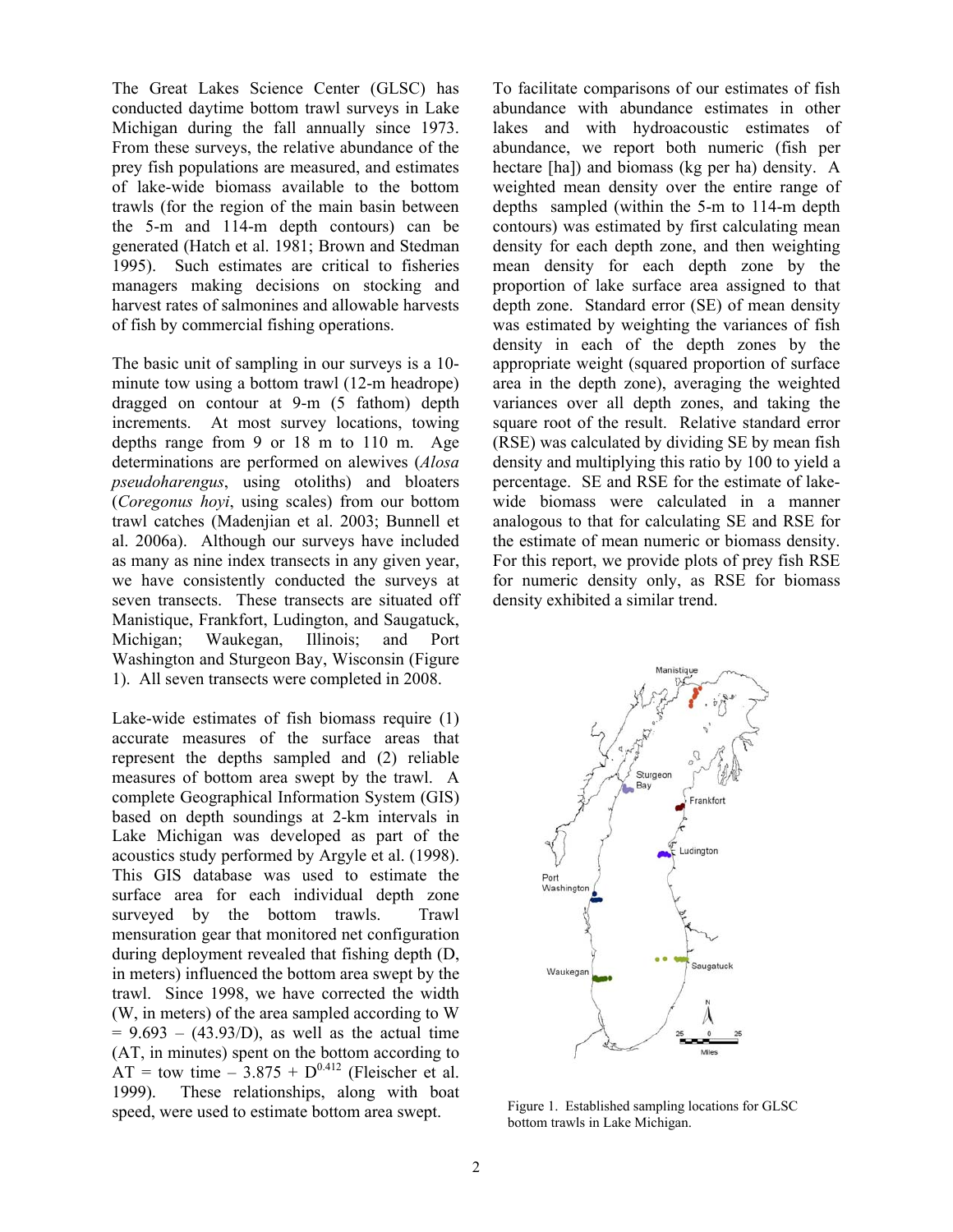The Great Lakes Science Center (GLSC) has conducted daytime bottom trawl surveys in Lake Michigan during the fall annually since 1973. From these surveys, the relative abundance of the prey fish populations are measured, and estimates of lake-wide biomass available to the bottom trawls (for the region of the main basin between the 5-m and 114-m depth contours) can be generated (Hatch et al. 1981; Brown and Stedman 1995). Such estimates are critical to fisheries managers making decisions on stocking and harvest rates of salmonines and allowable harvests of fish by commercial fishing operations.

The basic unit of sampling in our surveys is a 10-minute tow using a bottom trawl (12-m headrope) dragged on contour at 9-m (5 fathom) depth increments. At most survey locations, towing depths range from 9 or 18 m to 110 m. Age determinations are performed on alewives (*Alosa pseudoharengus*, using otoliths) and bloaters (*Coregonus hoyi*, using scales) from our bottom trawl catches (Madenjian et al. 2003; Bunnell et al. 2006a). Although our surveys have included as many as nine index transects in any given year, we have consistently conducted the surveys at seven transects. These transects are situated off Manistique, Frankfort, Ludington, and Saugatuck, Michigan; Waukegan, Illinois; and Port Washington and Sturgeon Bay, Wisconsin (Figure 1). All seven transects were completed in 2008.

Lake-wide estimates of fish biomass require (1) accurate measures of the surface areas that represent the depths sampled and (2) reliable measures of bottom area swept by the trawl. A complete Geographical Information System (GIS) based on depth soundings at 2-km intervals in Lake Michigan was developed as part of the acoustics study performed by Argyle et al. (1998). This GIS database was used to estimate the surface area for each individual depth zone surveyed by the bottom trawls. Trawl mensuration gear that monitored net configuration during deployment revealed that fishing depth (D, in meters) influenced the bottom area swept by the trawl. Since 1998, we have corrected the width (W, in meters) of the area sampled according to $W = 9.693 - (43.93/D)$, as well as the actual time (AT, in minutes) spent on the bottom according to $AT = \text{tow time} - 3.875 + D^{0.412}$ (Fleischer et al. 1999). These relationships, along with boat speed, were used to estimate bottom area swept.

To facilitate comparisons of our estimates of fish abundance with abundance estimates in other lakes and with hydroacoustic estimates of abundance, we report both numeric (fish per hectare [ha]) and biomass (kg per ha) density. A weighted mean density over the entire range of depths sampled (within the 5-m to 114-m depth contours) was estimated by first calculating mean density for each depth zone, and then weighting mean density for each depth zone by the proportion of lake surface area assigned to that depth zone. Standard error (SE) of mean density was estimated by weighting the variances of fish density in each of the depth zones by the appropriate weight (squared proportion of surface area in the depth zone), averaging the weighted variances over all depth zones, and taking the square root of the result. Relative standard error (RSE) was calculated by dividing SE by mean fish density and multiplying this ratio by 100 to yield a percentage. SE and RSE for the estimate of lake-wide biomass were calculated in a manner analogous to that for calculating SE and RSE for the estimate of mean numeric or biomass density. For this report, we provide plots of prey fish RSE for numeric density only, as RSE for biomass density exhibited a similar trend.

Figure 1. Established sampling locations for GLSC bottom trawls in Lake Michigan.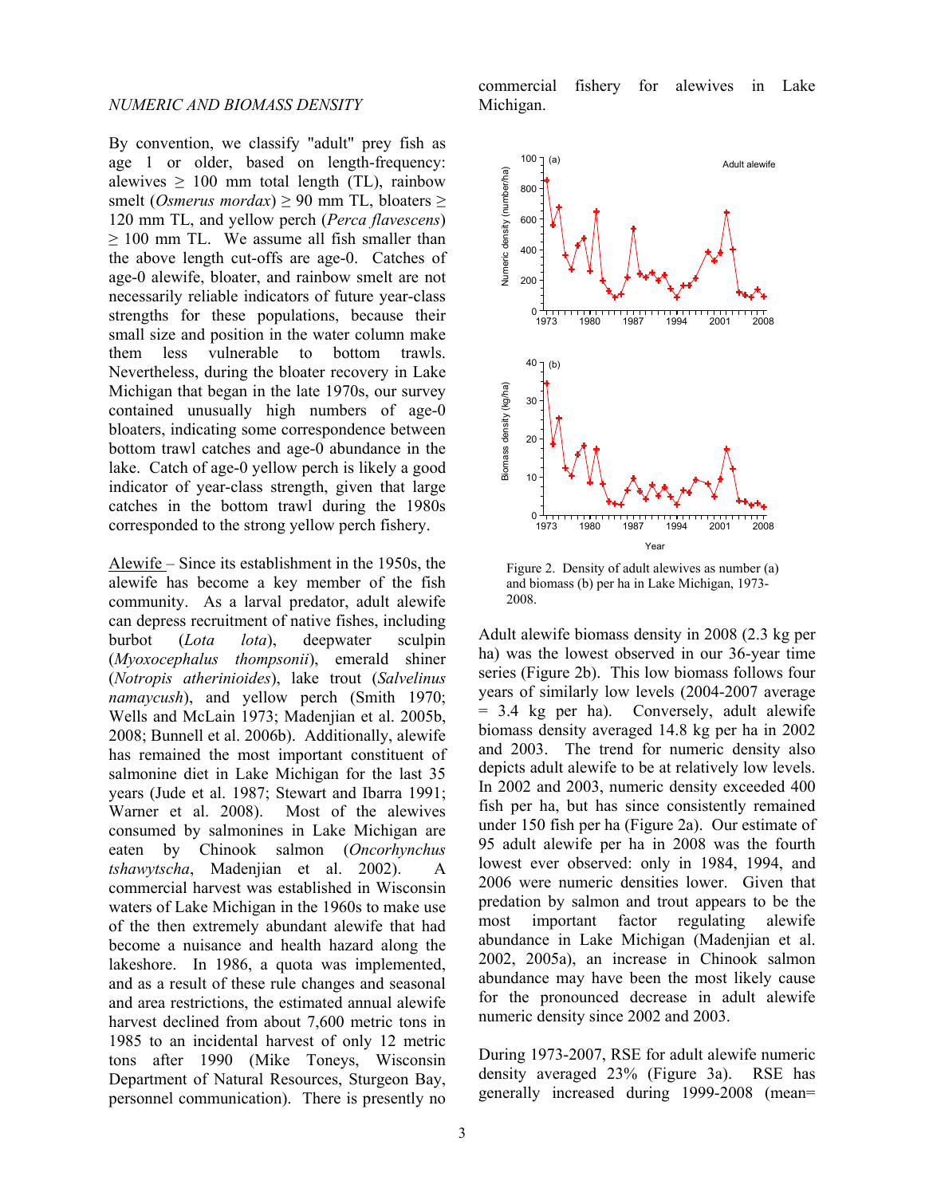*NUMERIC AND BIOMASS DENSITY*

By convention, we classify "adult" prey fish as age 1 or older, based on length-frequency: alewives ≥ 100 mm total length (TL), rainbow smelt (*Osmerus mordax*) ≥ 90 mm TL, bloaters ≥ 120 mm TL, and yellow perch (*Perca flavescens*) ≥ 100 mm TL. We assume all fish smaller than the above length cut-offs are age-0. Catches of age-0 alewife, bloater, and rainbow smelt are not necessarily reliable indicators of future year-class strengths for these populations, because their small size and position in the water column make them less vulnerable to bottom trawls. Nevertheless, during the bloater recovery in Lake Michigan that began in the late 1970s, our survey contained unusually high numbers of age-0 bloaters, indicating some correspondence between bottom trawl catches and age-0 abundance in the lake. Catch of age-0 yellow perch is likely a good indicator of year-class strength, given that large catches in the bottom trawl during the 1980s corresponded to the strong yellow perch fishery.

Alewife – Since its establishment in the 1950s, the alewife has become a key member of the fish community. As a larval predator, adult alewife can depress recruitment of native fishes, including burbot (*Lota lota*), deepwater sculpin (*Myoxocephalus thompsonii*), emerald shiner (*Notropis atherinioides*), lake trout (*Salvelinus namaycush*), and yellow perch (Smith 1970; Wells and McLain 1973; Madenjian et al. 2005b, 2008; Bunnell et al. 2006b). Additionally, alewife has remained the most important constituent of salmonine diet in Lake Michigan for the last 35 years (Jude et al. 1987; Stewart and Ibarra 1991; Warner et al. 2008). Most of the alewives consumed by salmonines in Lake Michigan are eaten by Chinook salmon (*Oncorhynchus tshawytscha*, Madenjian et al. 2002). A commercial harvest was established in Wisconsin waters of Lake Michigan in the 1960s to make use of the then extremely abundant alewife that had become a nuisance and health hazard along the lakeshore. In 1986, a quota was implemented, and as a result of these rule changes and seasonal and area restrictions, the estimated annual alewife harvest declined from about 7,600 metric tons in 1985 to an incidental harvest of only 12 metric tons after 1990 (Mike Toneys, Wisconsin Department of Natural Resources, Sturgeon Bay, personnel communication). There is presently no commercial fishery for alewives in Lake Michigan.

Figure 2. Density of adult alewives as number (a) and biomass (b) per ha in Lake Michigan, 1973-2008.

Adult alewife biomass density in 2008 (2.3 kg per ha) was the lowest observed in our 36-year time series (Figure 2b). This low biomass follows four years of similarly low levels (2004-2007 average = 3.4 kg per ha). Conversely, adult alewife biomass density averaged 14.8 kg per ha in 2002 and 2003. The trend for numeric density also depicts adult alewife to be at relatively low levels. In 2002 and 2003, numeric density exceeded 400 fish per ha, but has since consistently remained under 150 fish per ha (Figure 2a). Our estimate of 95 adult alewife per ha in 2008 was the fourth lowest ever observed: only in 1984, 1994, and 2006 were numeric densities lower. Given that predation by salmon and trout appears to be the most important factor regulating alewife abundance in Lake Michigan (Madenjian et al. 2002, 2005a), an increase in Chinook salmon abundance may have been the most likely cause for the pronounced decrease in adult alewife numeric density since 2002 and 2003.

During 1973-2007, RSE for adult alewife numeric density averaged 23% (Figure 3a). RSE has generally increased during 1999-2008 (mean=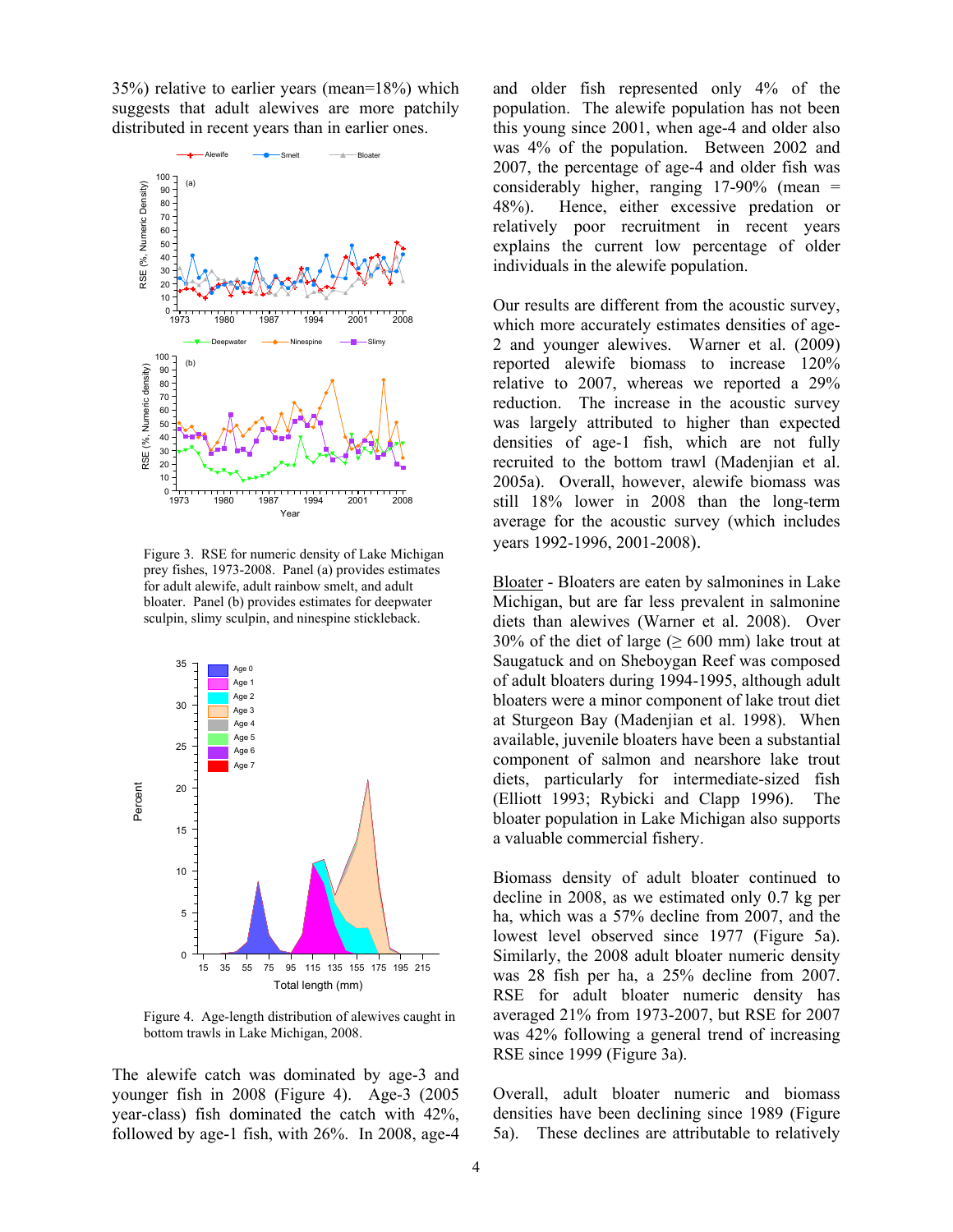35%) relative to earlier years (mean=18%) which suggests that adult alewives are more patchily distributed in recent years than in earlier ones.

Figure 3. RSE for numeric density of Lake Michigan prey fishes, 1973-2008. Panel (a) provides estimates for adult alewife, adult rainbow smelt, and adult bloater. Panel (b) provides estimates for deepwater sculpin, slimy sculpin, and ninespine stickleback.

Figure 4. Age-length distribution of alewives caught in bottom trawls in Lake Michigan, 2008.

The alewife catch was dominated by age-3 and younger fish in 2008 (Figure 4). Age-3 (2005 year-class) fish dominated the catch with 42%, followed by age-1 fish, with 26%. In 2008, age-4 and older fish represented only 4% of the population. The alewife population has not been this young since 2001, when age-4 and older also was 4% of the population. Between 2002 and 2007, the percentage of age-4 and older fish was considerably higher, ranging 17-90% (mean = 48%). Hence, either excessive predation or relatively poor recruitment in recent years explains the current low percentage of older individuals in the alewife population.

Our results are different from the acoustic survey, which more accurately estimates densities of age-2 and younger alewives. Warner et al. (2009) reported alewife biomass to increase 120% relative to 2007, whereas we reported a 29% reduction. The increase in the acoustic survey was largely attributed to higher than expected densities of age-1 fish, which are not fully recruited to the bottom trawl (Madenjian et al. 2005a). Overall, however, alewife biomass was still 18% lower in 2008 than the long-term average for the acoustic survey (which includes years 1992-1996, 2001-2008).

<u>Bloater</u> - Bloaters are eaten by salmonines in Lake Michigan, but are far less prevalent in salmonine diets than alewives (Warner et al. 2008). Over 30% of the diet of large (≥ 600 mm) lake trout at Saugatuck and on Sheboygan Reef was composed of adult bloaters during 1994-1995, although adult bloaters were a minor component of lake trout diet at Sturgeon Bay (Madenjian et al. 1998). When available, juvenile bloaters have been a substantial component of salmon and nearshore lake trout diets, particularly for intermediate-sized fish (Elliott 1993; Rybicki and Clapp 1996). The bloater population in Lake Michigan also supports a valuable commercial fishery.

Biomass density of adult bloater continued to decline in 2008, as we estimated only 0.7 kg per ha, which was a 57% decline from 2007, and the lowest level observed since 1977 (Figure 5a). Similarly, the 2008 adult bloater numeric density was 28 fish per ha, a 25% decline from 2007. RSE for adult bloater numeric density has averaged 21% from 1973-2007, but RSE for 2007 was 42% following a general trend of increasing RSE since 1999 (Figure 3a).

Overall, adult bloater numeric and biomass densities have been declining since 1989 (Figure 5a). These declines are attributable to relatively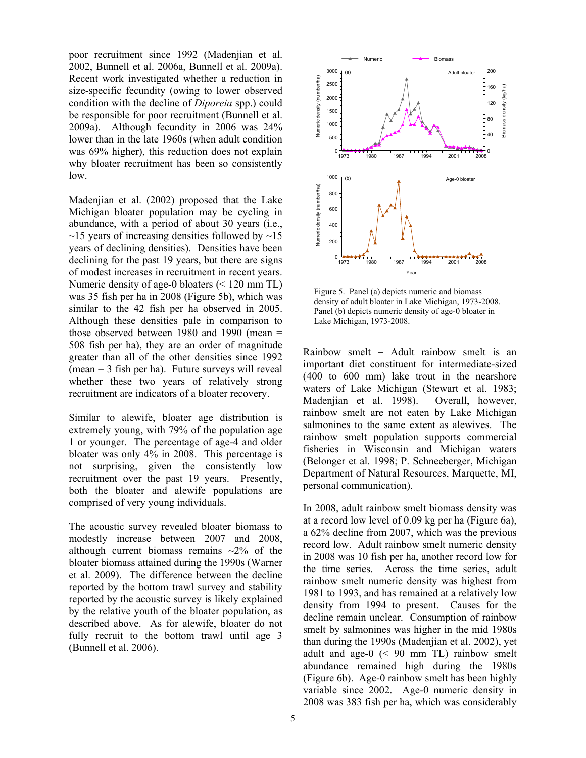poor recruitment since 1992 (Madenjian et al. 2002, Bunnell et al. 2006a, Bunnell et al. 2009a). Recent work investigated whether a reduction in size-specific fecundity (owing to lower observed condition with the decline of *Diporeia* spp.) could be responsible for poor recruitment (Bunnell et al. 2009a). Although fecundity in 2006 was 24% lower than in the late 1960s (when adult condition was 69% higher), this reduction does not explain why bloater recruitment has been so consistently low.

Madenjian et al. (2002) proposed that the Lake Michigan bloater population may be cycling in abundance, with a period of about 30 years (i.e., ~15 years of increasing densities followed by ~15 years of declining densities). Densities have been declining for the past 19 years, but there are signs of modest increases in recruitment in recent years. Numeric density of age-0 bloaters (< 120 mm TL) was 35 fish per ha in 2008 (Figure 5b), which was similar to the 42 fish per ha observed in 2005. Although these densities pale in comparison to those observed between 1980 and 1990 (mean = 508 fish per ha), they are an order of magnitude greater than all of the other densities since 1992 (mean = 3 fish per ha). Future surveys will reveal whether these two years of relatively strong recruitment are indicators of a bloater recovery.

Similar to alewife, bloater age distribution is extremely young, with 79% of the population age 1 or younger. The percentage of age-4 and older bloater was only 4% in 2008. This percentage is not surprising, given the consistently low recruitment over the past 19 years. Presently, both the bloater and alewife populations are comprised of very young individuals.

The acoustic survey revealed bloater biomass to modestly increase between 2007 and 2008, although current biomass remains ~2% of the bloater biomass attained during the 1990s (Warner et al. 2009). The difference between the decline reported by the bottom trawl survey and stability reported by the acoustic survey is likely explained by the relative youth of the bloater population, as described above. As for alewife, bloater do not fully recruit to the bottom trawl until age 3 (Bunnell et al. 2006).

Figure 5. Panel (a) depicts numeric and biomass density of adult bloater in Lake Michigan, 1973-2008. Panel (b) depicts numeric density of age-0 bloater in Lake Michigan, 1973-2008.

Rainbow smelt – Adult rainbow smelt is an important diet constituent for intermediate-sized (400 to 600 mm) lake trout in the nearshore waters of Lake Michigan (Stewart et al. 1983; Madenjian et al. 1998). Overall, however, rainbow smelt are not eaten by Lake Michigan salmonines to the same extent as alewives. The rainbow smelt population supports commercial fisheries in Wisconsin and Michigan waters (Belonger et al. 1998; P. Schneeberger, Michigan Department of Natural Resources, Marquette, MI, personal communication).

In 2008, adult rainbow smelt biomass density was at a record low level of 0.09 kg per ha (Figure 6a), a 62% decline from 2007, which was the previous record low. Adult rainbow smelt numeric density in 2008 was 10 fish per ha, another record low for the time series. Across the time series, adult rainbow smelt numeric density was highest from 1981 to 1993, and has remained at a relatively low density from 1994 to present. Causes for the decline remain unclear. Consumption of rainbow smelt by salmonines was higher in the mid 1980s than during the 1990s (Madenjian et al. 2002), yet adult and age-0 (< 90 mm TL) rainbow smelt abundance remained high during the 1980s (Figure 6b). Age-0 rainbow smelt has been highly variable since 2002. Age-0 numeric density in 2008 was 383 fish per ha, which was considerably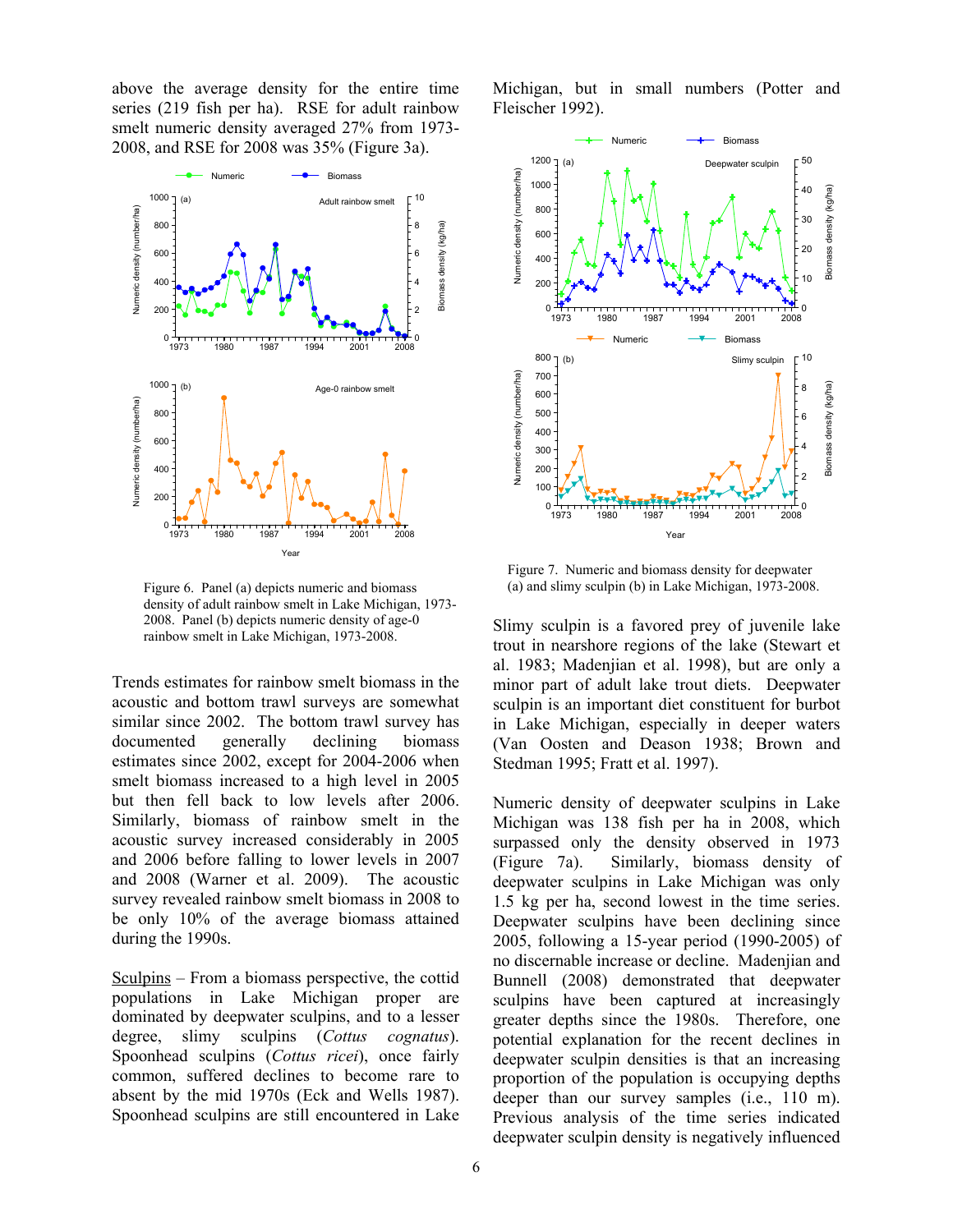above the average density for the entire time series (219 fish per ha). RSE for adult rainbow smelt numeric density averaged 27% from 1973-2008, and RSE for 2008 was 35% (Figure 3a).

Figure 6. Panel (a) depicts numeric and biomass density of adult rainbow smelt in Lake Michigan, 1973-2008. Panel (b) depicts numeric density of age-0 rainbow smelt in Lake Michigan, 1973-2008.

Trends estimates for rainbow smelt biomass in the acoustic and bottom trawl surveys are somewhat similar since 2002. The bottom trawl survey has documented generally declining biomass estimates since 2002, except for 2004-2006 when smelt biomass increased to a high level in 2005 but then fell back to low levels after 2006. Similarly, biomass of rainbow smelt in the acoustic survey increased considerably in 2005 and 2006 before falling to lower levels in 2007 and 2008 (Warner et al. 2009). The acoustic survey revealed rainbow smelt biomass in 2008 to be only 10% of the average biomass attained during the 1990s.

Sculpins – From a biomass perspective, the cottid populations in Lake Michigan proper are dominated by deepwater sculpins, and to a lesser degree, slimy sculpins (*Cottus cognatus*). Spoonhead sculpins (*Cottus ricei*), once fairly common, suffered declines to become rare to absent by the mid 1970s (Eck and Wells 1987). Spoonhead sculpins are still encountered in Lake Michigan, but in small numbers (Potter and Fleischer 1992).

Figure 7. Numeric and biomass density for deepwater (a) and slimy sculpin (b) in Lake Michigan, 1973-2008.

Slimy sculpin is a favored prey of juvenile lake trout in nearshore regions of the lake (Stewart et al. 1983; Madenjian et al. 1998), but are only a minor part of adult lake trout diets. Deepwater sculpin is an important diet constituent for burbot in Lake Michigan, especially in deeper waters (Van Oosten and Deason 1938; Brown and Stedman 1995; Fratt et al. 1997).

Numeric density of deepwater sculpins in Lake Michigan was 138 fish per ha in 2008, which surpassed only the density observed in 1973 (Figure 7a). Similarly, biomass density of deepwater sculpins in Lake Michigan was only 1.5 kg per ha, second lowest in the time series. Deepwater sculpins have been declining since 2005, following a 15-year period (1990-2005) of no discernable increase or decline. Madenjian and Bunnell (2008) demonstrated that deepwater sculpins have been captured at increasingly greater depths since the 1980s. Therefore, one potential explanation for the recent declines in deepwater sculpin densities is that an increasing proportion of the population is occupying depths deeper than our survey samples (i.e., 110 m). Previous analysis of the time series indicated deepwater sculpin density is negatively influenced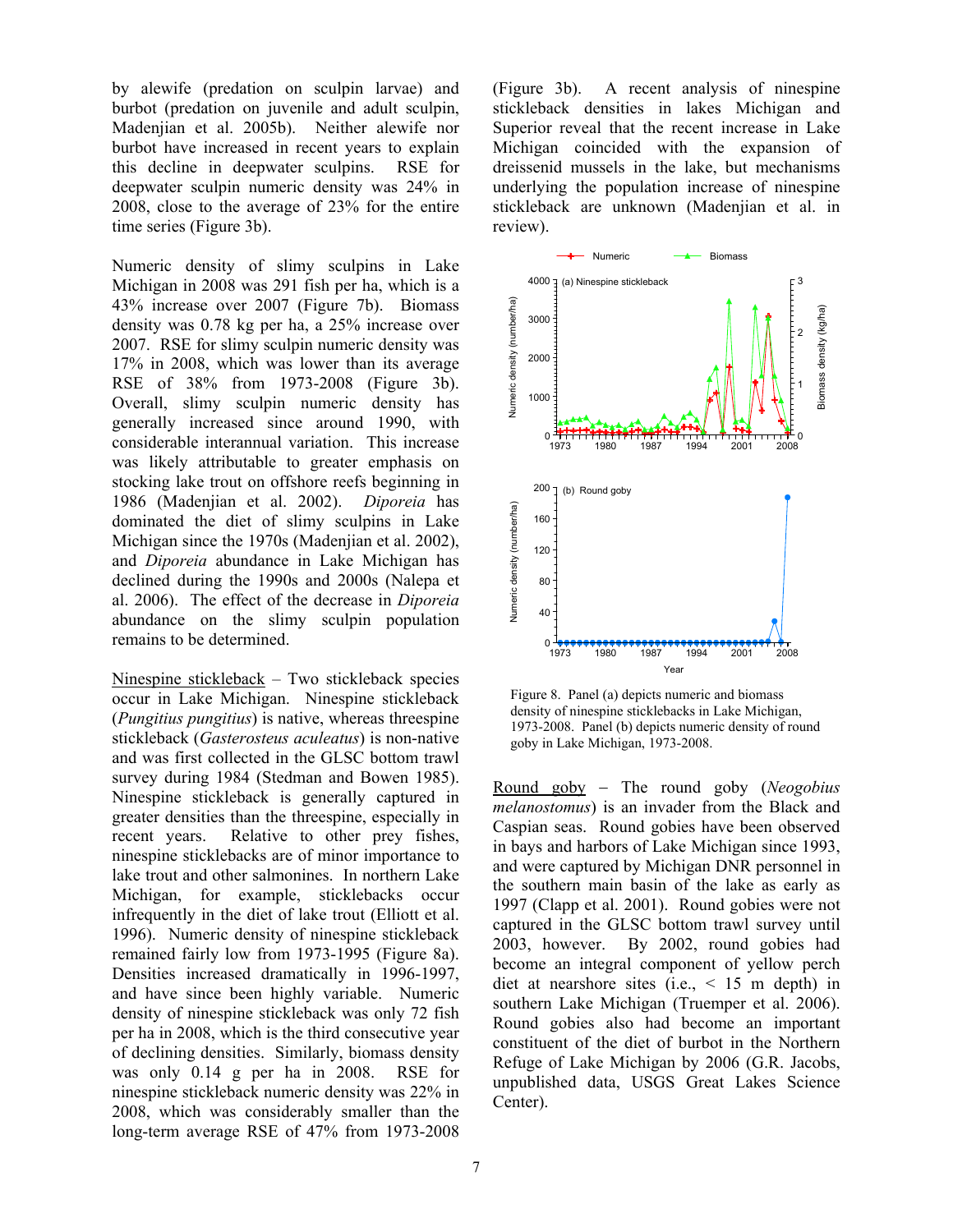by alewife (predation on sculpin larvae) and burbot (predation on juvenile and adult sculpin, Madenjian et al. 2005b). Neither alewife nor burbot have increased in recent years to explain this decline in deepwater sculpins. RSE for deepwater sculpin numeric density was 24% in 2008, close to the average of 23% for the entire time series (Figure 3b).

Numeric density of slimy sculpins in Lake Michigan in 2008 was 291 fish per ha, which is a 43% increase over 2007 (Figure 7b). Biomass density was 0.78 kg per ha, a 25% increase over 2007. RSE for slimy sculpin numeric density was 17% in 2008, which was lower than its average RSE of 38% from 1973-2008 (Figure 3b). Overall, slimy sculpin numeric density has generally increased since around 1990, with considerable interannual variation. This increase was likely attributable to greater emphasis on stocking lake trout on offshore reefs beginning in 1986 (Madenjian et al. 2002). *Diporeia* has dominated the diet of slimy sculpins in Lake Michigan since the 1970s (Madenjian et al. 2002), and *Diporeia* abundance in Lake Michigan has declined during the 1990s and 2000s (Nalepa et al. 2006). The effect of the decrease in *Diporeia* abundance on the slimy sculpin population remains to be determined.

Ninespine stickleback – Two stickleback species occur in Lake Michigan. Ninespine stickleback (*Pungitius pungitius*) is native, whereas threespine stickleback (*Gasterosteus aculeatus*) is non-native and was first collected in the GLSC bottom trawl survey during 1984 (Stedman and Bowen 1985). Ninespine stickleback is generally captured in greater densities than the threespine, especially in recent years. Relative to other prey fishes, ninespine sticklebacks are of minor importance to lake trout and other salmonines. In northern Lake Michigan, for example, sticklebacks occur infrequently in the diet of lake trout (Elliott et al. 1996). Numeric density of ninespine stickleback remained fairly low from 1973-1995 (Figure 8a). Densities increased dramatically in 1996-1997, and have since been highly variable. Numeric density of ninespine stickleback was only 72 fish per ha in 2008, which is the third consecutive year of declining densities. Similarly, biomass density was only 0.14 g per ha in 2008. RSE for ninespine stickleback numeric density was 22% in 2008, which was considerably smaller than the long-term average RSE of 47% from 1973-2008 (Figure 3b). A recent analysis of ninespine stickleback densities in lakes Michigan and Superior reveal that the recent increase in Lake Michigan coincided with the expansion of dreissenid mussels in the lake, but mechanisms underlying the population increase of ninespine stickleback are unknown (Madenjian et al. in review).

Figure 8. Panel (a) depicts numeric and biomass density of ninespine sticklebacks in Lake Michigan, 1973-2008. Panel (b) depicts numeric density of round goby in Lake Michigan, 1973-2008.

Round goby – The round goby (*Neogobius melanostomus*) is an invader from the Black and Caspian seas. Round gobies have been observed in bays and harbors of Lake Michigan since 1993, and were captured by Michigan DNR personnel in the southern main basin of the lake as early as 1997 (Clapp et al. 2001). Round gobies were not captured in the GLSC bottom trawl survey until 2003, however. By 2002, round gobies had become an integral component of yellow perch diet at nearshore sites (i.e., < 15 m depth) in southern Lake Michigan (Truemper et al. 2006). Round gobies also had become an important constituent of the diet of burbot in the Northern Refuge of Lake Michigan by 2006 (G.R. Jacobs, unpublished data, USGS Great Lakes Science Center).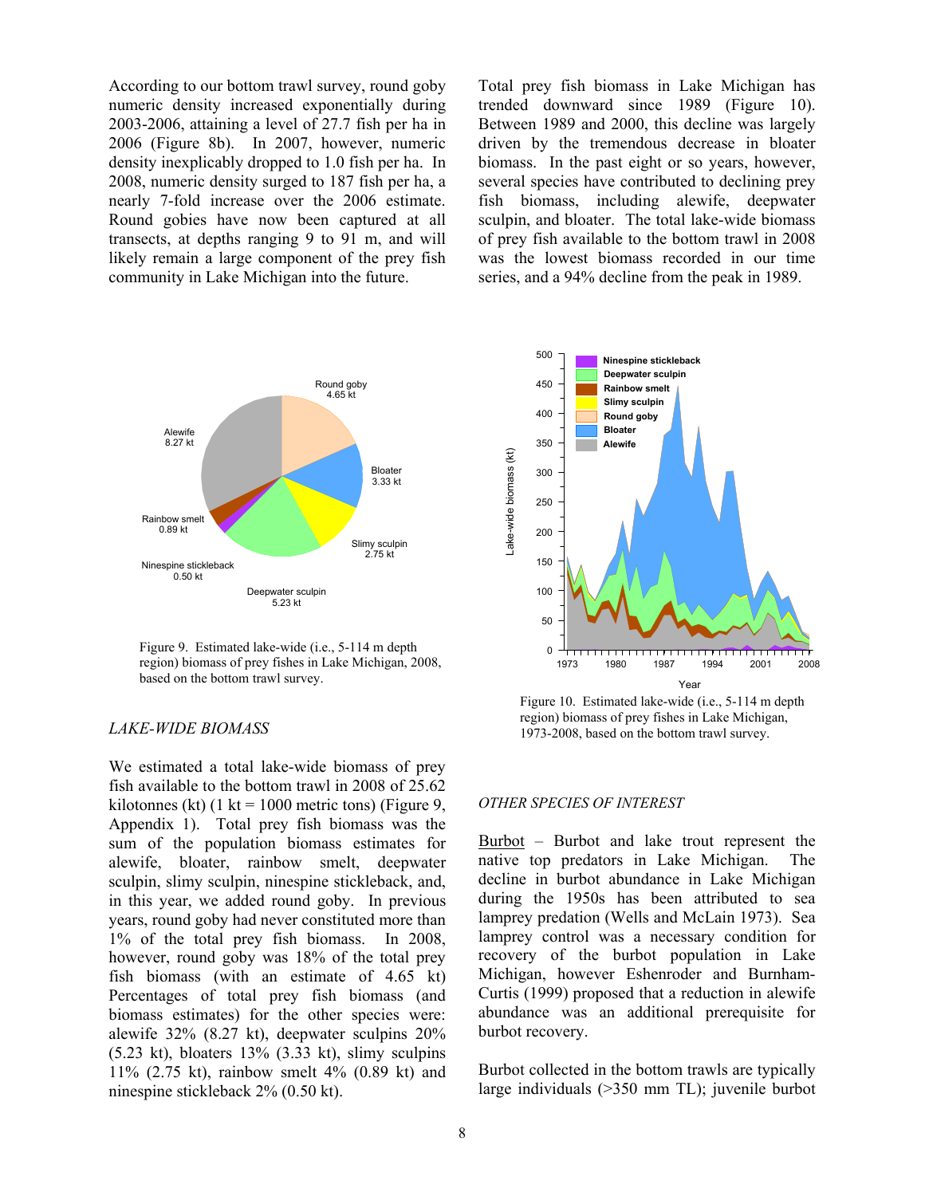According to our bottom trawl survey, round goby numeric density increased exponentially during 2003-2006, attaining a level of 27.7 fish per ha in 2006 (Figure 8b). In 2007, however, numeric density inexplicably dropped to 1.0 fish per ha. In 2008, numeric density surged to 187 fish per ha, a nearly 7-fold increase over the 2006 estimate. Round gobies have now been captured at all transects, at depths ranging 9 to 91 m, and will likely remain a large component of the prey fish community in Lake Michigan into the future.

Figure 9. Estimated lake-wide (i.e., 5-114 m depth region) biomass of prey fishes in Lake Michigan, 2008, based on the bottom trawl survey.

### *LAKE-WIDE BIOMASS*

We estimated a total lake-wide biomass of prey fish available to the bottom trawl in 2008 of 25.62 kilotonnes (kt) (1 kt = 1000 metric tons) (Figure 9, Appendix 1). Total prey fish biomass was the sum of the population biomass estimates for alewife, bloater, rainbow smelt, deepwater sculpin, slimy sculpin, ninespine stickleback, and, in this year, we added round goby. In previous years, round goby had never constituted more than 1% of the total prey fish biomass. In 2008, however, round goby was 18% of the total prey fish biomass (with an estimate of 4.65 kt) Percentages of total prey fish biomass (and biomass estimates) for the other species were: alewife 32% (8.27 kt), deepwater sculpins 20% (5.23 kt), bloaters 13% (3.33 kt), slimy sculpins 11% (2.75 kt), rainbow smelt 4% (0.89 kt) and ninespine stickleback 2% (0.50 kt).

Total prey fish biomass in Lake Michigan has trended downward since 1989 (Figure 10). Between 1989 and 2000, this decline was largely driven by the tremendous decrease in bloater biomass. In the past eight or so years, however, several species have contributed to declining prey fish biomass, including alewife, deepwater sculpin, and bloater. The total lake-wide biomass of prey fish available to the bottom trawl in 2008 was the lowest biomass recorded in our time series, and a 94% decline from the peak in 1989.

Figure 10. Estimated lake-wide (i.e., 5-114 m depth region) biomass of prey fishes in Lake Michigan, 1973-2008, based on the bottom trawl survey.

### *OTHER SPECIES OF INTEREST*

Burbot – Burbot and lake trout represent the native top predators in Lake Michigan. The decline in burbot abundance in Lake Michigan during the 1950s has been attributed to sea lamprey predation (Wells and McLain 1973). Sea lamprey control was a necessary condition for recovery of the burbot population in Lake Michigan, however Eshenroder and Burnham-Curtis (1999) proposed that a reduction in alewife abundance was an additional prerequisite for burbot recovery.

Burbot collected in the bottom trawls are typically large individuals (>350 mm TL); juvenile burbot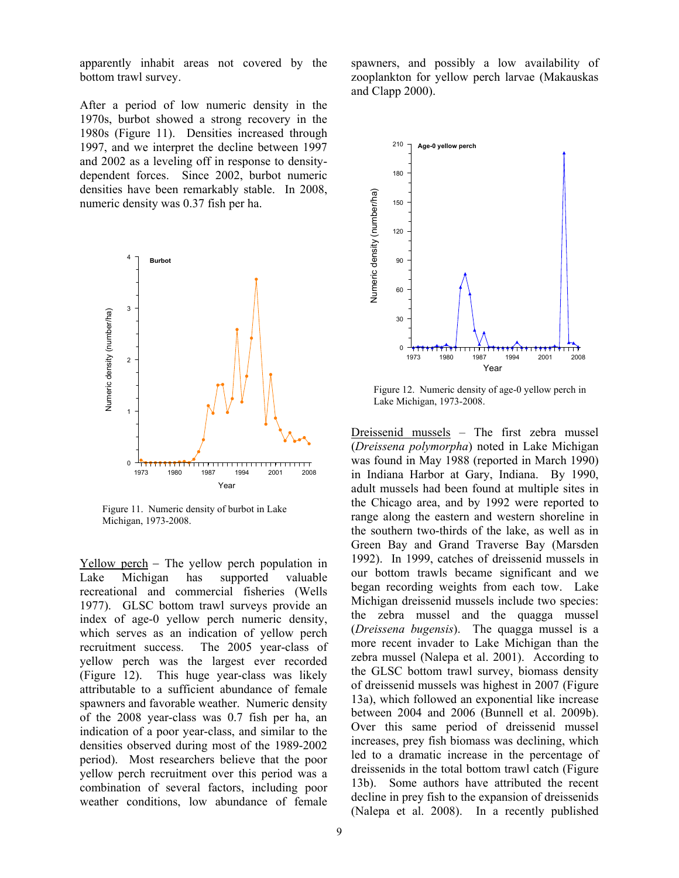apparently inhabit areas not covered by the bottom trawl survey.

After a period of low numeric density in the 1970s, burbot showed a strong recovery in the 1980s (Figure 11). Densities increased through 1997, and we interpret the decline between 1997 and 2002 as a leveling off in response to density-dependent forces. Since 2002, burbot numeric densities have been remarkably stable. In 2008, numeric density was 0.37 fish per ha.

Figure 11. Numeric density of burbot in Lake Michigan, 1973-2008.

Yellow perch – The yellow perch population in Lake Michigan has supported valuable recreational and commercial fisheries (Wells 1977). GLSC bottom trawl surveys provide an index of age-0 yellow perch numeric density, which serves as an indication of yellow perch recruitment success. The 2005 year-class of yellow perch was the largest ever recorded (Figure 12). This huge year-class was likely attributable to a sufficient abundance of female spawners and favorable weather. Numeric density of the 2008 year-class was 0.7 fish per ha, an indication of a poor year-class, and similar to the densities observed during most of the 1989-2002 period). Most researchers believe that the poor yellow perch recruitment over this period was a combination of several factors, including poor weather conditions, low abundance of female spawners, and possibly a low availability of zooplankton for yellow perch larvae (Makauskas and Clapp 2000).

Figure 12. Numeric density of age-0 yellow perch in Lake Michigan, 1973-2008.

Dreissenid mussels – The first zebra mussel (*Dreissena polymorpha*) noted in Lake Michigan was found in May 1988 (reported in March 1990) in Indiana Harbor at Gary, Indiana. By 1990, adult mussels had been found at multiple sites in the Chicago area, and by 1992 were reported to range along the eastern and western shoreline in the southern two-thirds of the lake, as well as in Green Bay and Grand Traverse Bay (Marsden 1992). In 1999, catches of dreissenid mussels in our bottom trawls became significant and we began recording weights from each tow. Lake Michigan dreissenid mussels include two species: the zebra mussel and the quagga mussel (*Dreissena bugensis*). The quagga mussel is a more recent invader to Lake Michigan than the zebra mussel (Nalepa et al. 2001). According to the GLSC bottom trawl survey, biomass density of dreissenid mussels was highest in 2007 (Figure 13a), which followed an exponential like increase between 2004 and 2006 (Bunnell et al. 2009b). Over this same period of dreissenid mussel increases, prey fish biomass was declining, which led to a dramatic increase in the percentage of dreissenids in the total bottom trawl catch (Figure 13b). Some authors have attributed the recent decline in prey fish to the expansion of dreissenids (Nalepa et al. 2008). In a recently published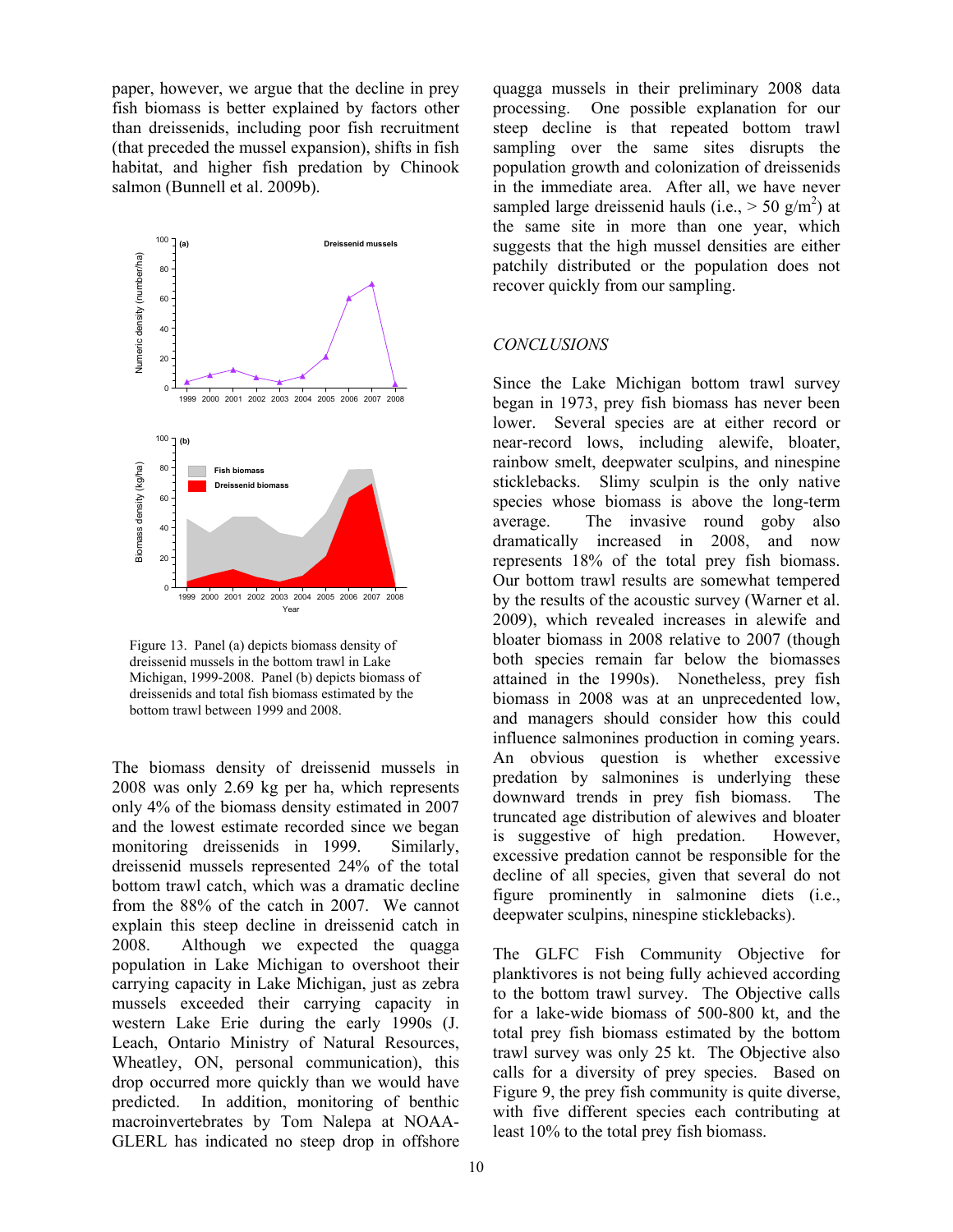paper, however, we argue that the decline in prey fish biomass is better explained by factors other than dreissenids, including poor fish recruitment (that preceded the mussel expansion), shifts in fish habitat, and higher fish predation by Chinook salmon (Bunnell et al. 2009b).

Figure 13. Panel (a) depicts biomass density of dreissenid mussels in the bottom trawl in Lake Michigan, 1999-2008. Panel (b) depicts biomass of dreissenids and total fish biomass estimated by the bottom trawl between 1999 and 2008.

The biomass density of dreissenid mussels in 2008 was only 2.69 kg per ha, which represents only 4% of the biomass density estimated in 2007 and the lowest estimate recorded since we began monitoring dreissenids in 1999. Similarly, dreissenid mussels represented 24% of the total bottom trawl catch, which was a dramatic decline from the 88% of the catch in 2007. We cannot explain this steep decline in dreissenid catch in 2008. Although we expected the quagga population in Lake Michigan to overshoot their carrying capacity in Lake Michigan, just as zebra mussels exceeded their carrying capacity in western Lake Erie during the early 1990s (J. Leach, Ontario Ministry of Natural Resources, Wheatley, ON, personal communication), this drop occurred more quickly than we would have predicted. In addition, monitoring of benthic macroinvertebrates by Tom Nalepa at NOAA-GLERL has indicated no steep drop in offshore quagga mussels in their preliminary 2008 data processing. One possible explanation for our steep decline is that repeated bottom trawl sampling over the same sites disrupts the population growth and colonization of dreissenids in the immediate area. After all, we have never sampled large dreissenid hauls (i.e., > 50 g/m$^2$) at the same site in more than one year, which suggests that the high mussel densities are either patchily distributed or the population does not recover quickly from our sampling.

## *CONCLUSIONS*

Since the Lake Michigan bottom trawl survey began in 1973, prey fish biomass has never been lower. Several species are at either record or near-record lows, including alewife, bloater, rainbow smelt, deepwater sculpins, and ninespine sticklebacks. Slimy sculpin is the only native species whose biomass is above the long-term average. The invasive round goby also dramatically increased in 2008, and now represents 18% of the total prey fish biomass. Our bottom trawl results are somewhat tempered by the results of the acoustic survey (Warner et al. 2009), which revealed increases in alewife and bloater biomass in 2008 relative to 2007 (though both species remain far below the biomasses attained in the 1990s). Nonetheless, prey fish biomass in 2008 was at an unprecedented low, and managers should consider how this could influence salmonines production in coming years. An obvious question is whether excessive predation by salmonines is underlying these downward trends in prey fish biomass. The truncated age distribution of alewives and bloater is suggestive of high predation. However, excessive predation cannot be responsible for the decline of all species, given that several do not figure prominently in salmonine diets (i.e., deepwater sculpins, ninespine sticklebacks).

The GLFC Fish Community Objective for planktivores is not being fully achieved according to the bottom trawl survey. The Objective calls for a lake-wide biomass of 500-800 kt, and the total prey fish biomass estimated by the bottom trawl survey was only 25 kt. The Objective also calls for a diversity of prey species. Based on Figure 9, the prey fish community is quite diverse, with five different species each contributing at least 10% to the total prey fish biomass.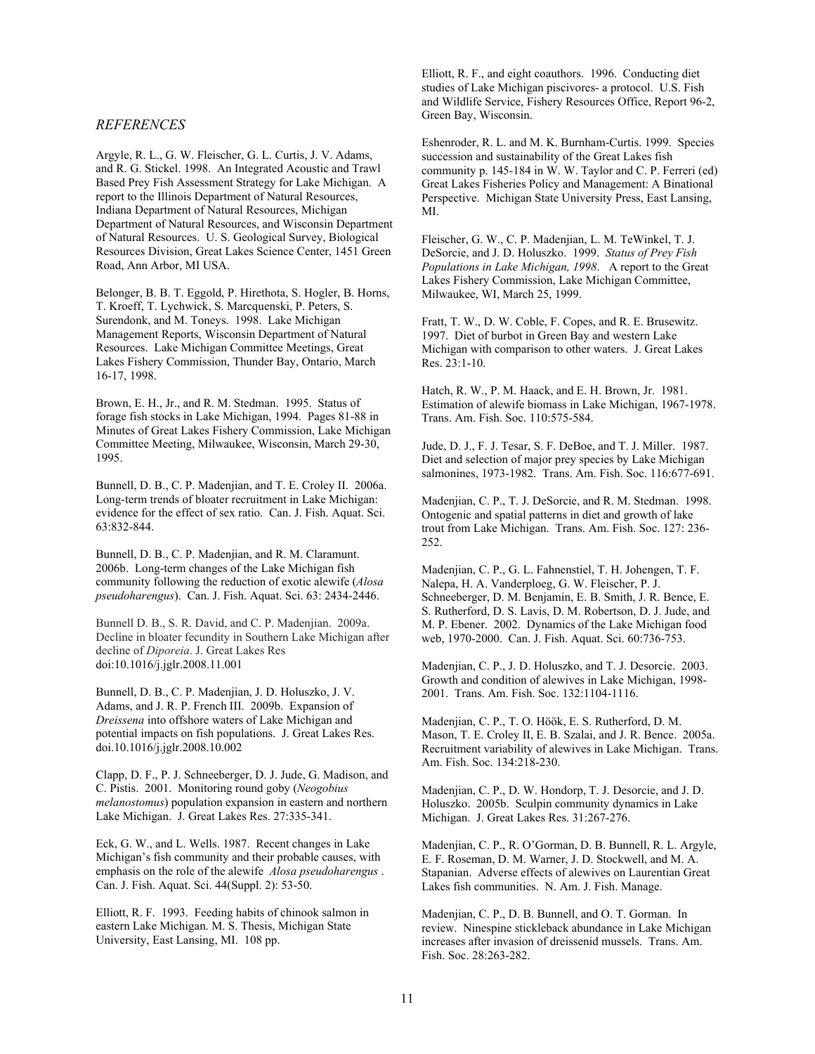## *REFERENCES*

Argyle, R. L., G. W. Fleischer, G. L. Curtis, J. V. Adams, and R. G. Stickel. 1998. An Integrated Acoustic and Trawl Based Prey Fish Assessment Strategy for Lake Michigan. A report to the Illinois Department of Natural Resources, Indiana Department of Natural Resources, Michigan Department of Natural Resources, and Wisconsin Department of Natural Resources. U. S. Geological Survey, Biological Resources Division, Great Lakes Science Center, 1451 Green Road, Ann Arbor, MI USA.

Belonger, B. B. T. Eggold, P. Hirethota, S. Hogler, B. Horns, T. Kroeff, T. Lychwick, S. Marcquenski, P. Peters, S. Surendonk, and M. Toneys. 1998. Lake Michigan Management Reports, Wisconsin Department of Natural Resources. Lake Michigan Committee Meetings, Great Lakes Fishery Commission, Thunder Bay, Ontario, March 16-17, 1998.

Brown, E. H., Jr., and R. M. Stedman. 1995. Status of forage fish stocks in Lake Michigan, 1994. Pages 81-88 in Minutes of Great Lakes Fishery Commission, Lake Michigan Committee Meeting, Milwaukee, Wisconsin, March 29-30, 1995.

Bunnell, D. B., C. P. Madenjian, and T. E. Croley II. 2006a. Long-term trends of bloater recruitment in Lake Michigan: evidence for the effect of sex ratio. Can. J. Fish. Aquat. Sci. 63:832-844.

Bunnell, D. B., C. P. Madenjian, and R. M. Claramunt. 2006b. Long-term changes of the Lake Michigan fish community following the reduction of exotic alewife (*Alosa pseudoharengus*). Can. J. Fish. Aquat. Sci. 63: 2434-2446.

Bunnell D. B., S. R. David, and C. P. Madenjian. 2009a. Decline in bloater fecundity in Southern Lake Michigan after decline of *Diporeia*. J. Great Lakes Res doi:10.1016/j.jglr.2008.11.001

Bunnell, D. B., C. P. Madenjian, J. D. Holuszko, J. V. Adams, and J. R. P. French III. 2009b. Expansion of *Dreissena* into offshore waters of Lake Michigan and potential impacts on fish populations. J. Great Lakes Res. doi.10.1016/j.jglr.2008.10.002

Clapp, D. F., P. J. Schneeberger, D. J. Jude, G. Madison, and C. Pistis. 2001. Monitoring round goby (*Neogobius melanostomus*) population expansion in eastern and northern Lake Michigan. J. Great Lakes Res. 27:335-341.

Eck, G. W., and L. Wells. 1987. Recent changes in Lake Michigan's fish community and their probable causes, with emphasis on the role of the alewife *Alosa pseudoharengus* . Can. J. Fish. Aquat. Sci. 44(Suppl. 2): 53-50.

Elliott, R. F. 1993. Feeding habits of chinook salmon in eastern Lake Michigan. M. S. Thesis, Michigan State University, East Lansing, MI. 108 pp.

Elliott, R. F., and eight coauthors. 1996. Conducting diet studies of Lake Michigan piscivores- a protocol. U.S. Fish and Wildlife Service, Fishery Resources Office, Report 96-2, Green Bay, Wisconsin.

Eshenroder, R. L. and M. K. Burnham-Curtis. 1999. Species succession and sustainability of the Great Lakes fish community p. 145-184 in W. W. Taylor and C. P. Ferreri (ed) Great Lakes Fisheries Policy and Management: A Binational Perspective. Michigan State University Press, East Lansing, MI.

Fleischer, G. W., C. P. Madenjian, L. M. TeWinkel, T. J. DeSorcie, and J. D. Holuszko. 1999. *Status of Prey Fish Populations in Lake Michigan, 1998*. A report to the Great Lakes Fishery Commission, Lake Michigan Committee, Milwaukee, WI, March 25, 1999.

Fratt, T. W., D. W. Coble, F. Copes, and R. E. Brusewitz. 1997. Diet of burbot in Green Bay and western Lake Michigan with comparison to other waters. J. Great Lakes Res. 23:1-10.

Hatch, R. W., P. M. Haack, and E. H. Brown, Jr. 1981. Estimation of alewife biomass in Lake Michigan, 1967-1978. Trans. Am. Fish. Soc. 110:575-584.

Jude, D. J., F. J. Tesar, S. F. DeBoe, and T. J. Miller. 1987. Diet and selection of major prey species by Lake Michigan salmonines, 1973-1982. Trans. Am. Fish. Soc. 116:677-691.

Madenjian, C. P., T. J. DeSorcie, and R. M. Stedman. 1998. Ontogenic and spatial patterns in diet and growth of lake trout from Lake Michigan. Trans. Am. Fish. Soc. 127: 236-252.

Madenjian, C. P., G. L. Fahnenstiel, T. H. Johengen, T. F. Nalepa, H. A. Vanderploeg, G. W. Fleischer, P. J. Schneeberger, D. M. Benjamin, E. B. Smith, J. R. Bence, E. S. Rutherford, D. S. Lavis, D. M. Robertson, D. J. Jude, and M. P. Ebener. 2002. Dynamics of the Lake Michigan food web, 1970-2000. Can. J. Fish. Aquat. Sci. 60:736-753.

Madenjian, C. P., J. D. Holuszko, and T. J. Desorcie. 2003. Growth and condition of alewives in Lake Michigan, 1998-2001. Trans. Am. Fish. Soc. 132:1104-1116.

Madenjian, C. P., T. O. Höök, E. S. Rutherford, D. M. Mason, T. E. Croley II, E. B. Szalai, and J. R. Bence. 2005a. Recruitment variability of alewives in Lake Michigan. Trans. Am. Fish. Soc. 134:218-230.

Madenjian, C. P., D. W. Hondorp, T. J. Desorcie, and J. D. Holuszko. 2005b. Sculpin community dynamics in Lake Michigan. J. Great Lakes Res. 31:267-276.

Madenjian, C. P., R. O'Gorman, D. B. Bunnell, R. L. Argyle, E. F. Roseman, D. M. Warner, J. D. Stockwell, and M. A. Stapanian. Adverse effects of alewives on Laurentian Great Lakes fish communities. N. Am. J. Fish. Manage.

Madenjian, C. P., D. B. Bunnell, and O. T. Gorman. In review. Ninespine stickleback abundance in Lake Michigan increases after invasion of dreissenid mussels. Trans. Am. Fish. Soc. 28:263-282.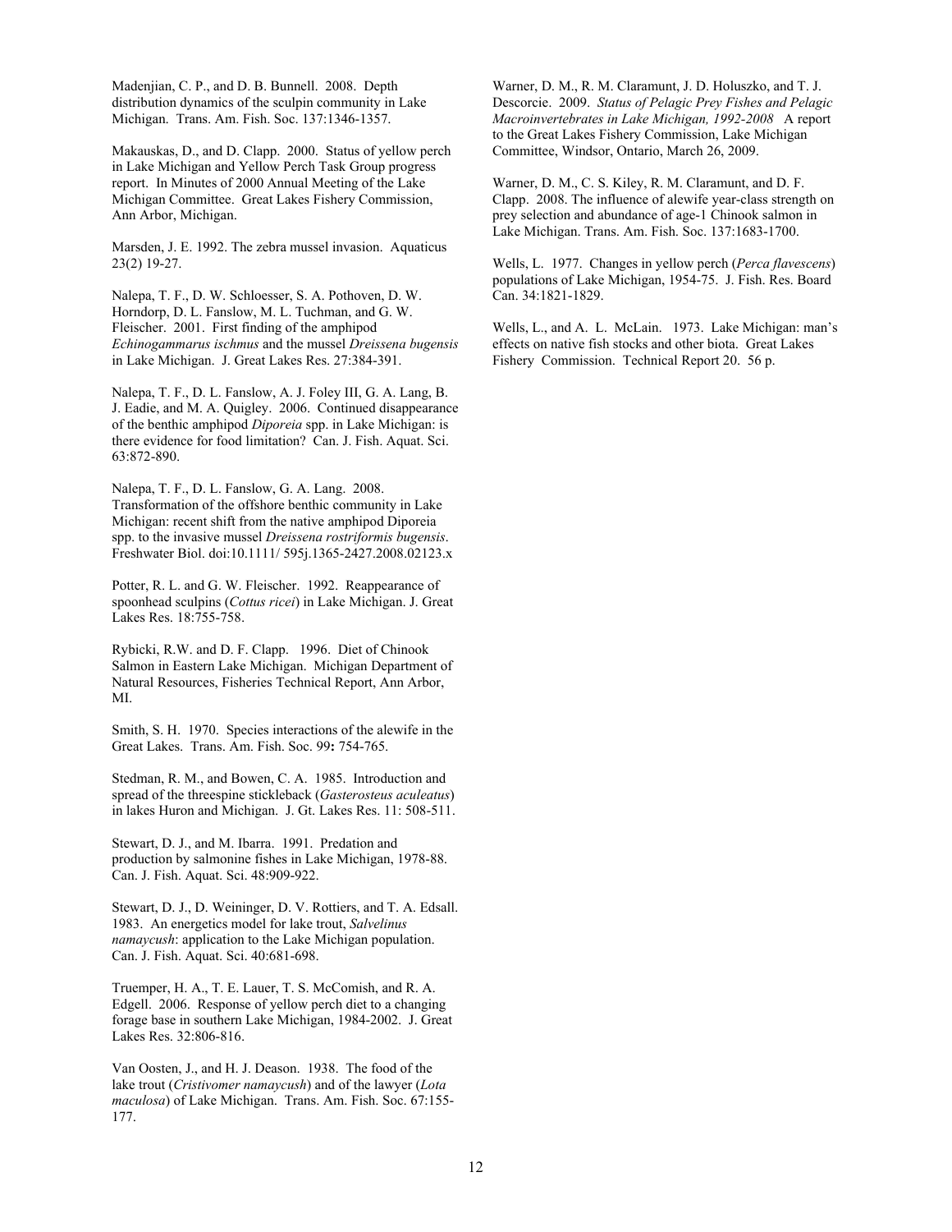Madenjian, C. P., and D. B. Bunnell. 2008. Depth distribution dynamics of the sculpin community in Lake Michigan. Trans. Am. Fish. Soc. 137:1346-1357.

Makauskas, D., and D. Clapp. 2000. Status of yellow perch in Lake Michigan and Yellow Perch Task Group progress report. In Minutes of 2000 Annual Meeting of the Lake Michigan Committee. Great Lakes Fishery Commission, Ann Arbor, Michigan.

Marsden, J. E. 1992. The zebra mussel invasion. Aquaticus 23(2) 19-27.

Nalepa, T. F., D. W. Schloesser, S. A. Pothoven, D. W. Horndorp, D. L. Fanslow, M. L. Tuchman, and G. W. Fleischer. 2001. First finding of the amphipod *Echinogammarus ischmus* and the mussel *Dreissena bugensis* in Lake Michigan. J. Great Lakes Res. 27:384-391.

Nalepa, T. F., D. L. Fanslow, A. J. Foley III, G. A. Lang, B. J. Eadie, and M. A. Quigley. 2006. Continued disappearance of the benthic amphipod *Diporeia* spp. in Lake Michigan: is there evidence for food limitation? Can. J. Fish. Aquat. Sci. 63:872-890.

Nalepa, T. F., D. L. Fanslow, G. A. Lang. 2008. Transformation of the offshore benthic community in Lake Michigan: recent shift from the native amphipod Diporeia spp. to the invasive mussel *Dreissena rostriformis bugensis*. Freshwater Biol. doi:10.1111/ 595j.1365-2427.2008.02123.x

Potter, R. L. and G. W. Fleischer. 1992. Reappearance of spoonhead sculpins (*Cottus ricei*) in Lake Michigan. J. Great Lakes Res. 18:755-758.

Rybicki, R.W. and D. F. Clapp. 1996. Diet of Chinook Salmon in Eastern Lake Michigan. Michigan Department of Natural Resources, Fisheries Technical Report, Ann Arbor, MI.

Smith, S. H. 1970. Species interactions of the alewife in the Great Lakes. Trans. Am. Fish. Soc. 99**:** 754-765.

Stedman, R. M., and Bowen, C. A. 1985. Introduction and spread of the threespine stickleback (*Gasterosteus aculeatus*) in lakes Huron and Michigan. J. Gt. Lakes Res. 11: 508-511.

Stewart, D. J., and M. Ibarra. 1991. Predation and production by salmonine fishes in Lake Michigan, 1978-88. Can. J. Fish. Aquat. Sci. 48:909-922.

Stewart, D. J., D. Weininger, D. V. Rottiers, and T. A. Edsall. 1983. An energetics model for lake trout, *Salvelinus namaycush*: application to the Lake Michigan population. Can. J. Fish. Aquat. Sci. 40:681-698.

Truemper, H. A., T. E. Lauer, T. S. McComish, and R. A. Edgell. 2006. Response of yellow perch diet to a changing forage base in southern Lake Michigan, 1984-2002. J. Great Lakes Res. 32:806-816.

Van Oosten, J., and H. J. Deason. 1938. The food of the lake trout (*Cristivomer namaycush*) and of the lawyer (*Lota maculosa*) of Lake Michigan. Trans. Am. Fish. Soc. 67:155-177.

Warner, D. M., R. M. Claramunt, J. D. Holuszko, and T. J. Descorcie. 2009. *Status of Pelagic Prey Fishes and Pelagic Macroinvertebrates in Lake Michigan, 1992-2008* A report to the Great Lakes Fishery Commission, Lake Michigan Committee, Windsor, Ontario, March 26, 2009.

Warner, D. M., C. S. Kiley, R. M. Claramunt, and D. F. Clapp. 2008. The influence of alewife year-class strength on prey selection and abundance of age-1 Chinook salmon in Lake Michigan. Trans. Am. Fish. Soc. 137:1683-1700.

Wells, L. 1977. Changes in yellow perch (*Perca flavescens*) populations of Lake Michigan, 1954-75. J. Fish. Res. Board Can. 34:1821-1829.

Wells, L., and A. L. McLain. 1973. Lake Michigan: man's effects on native fish stocks and other biota. Great Lakes Fishery Commission. Technical Report 20. 56 p.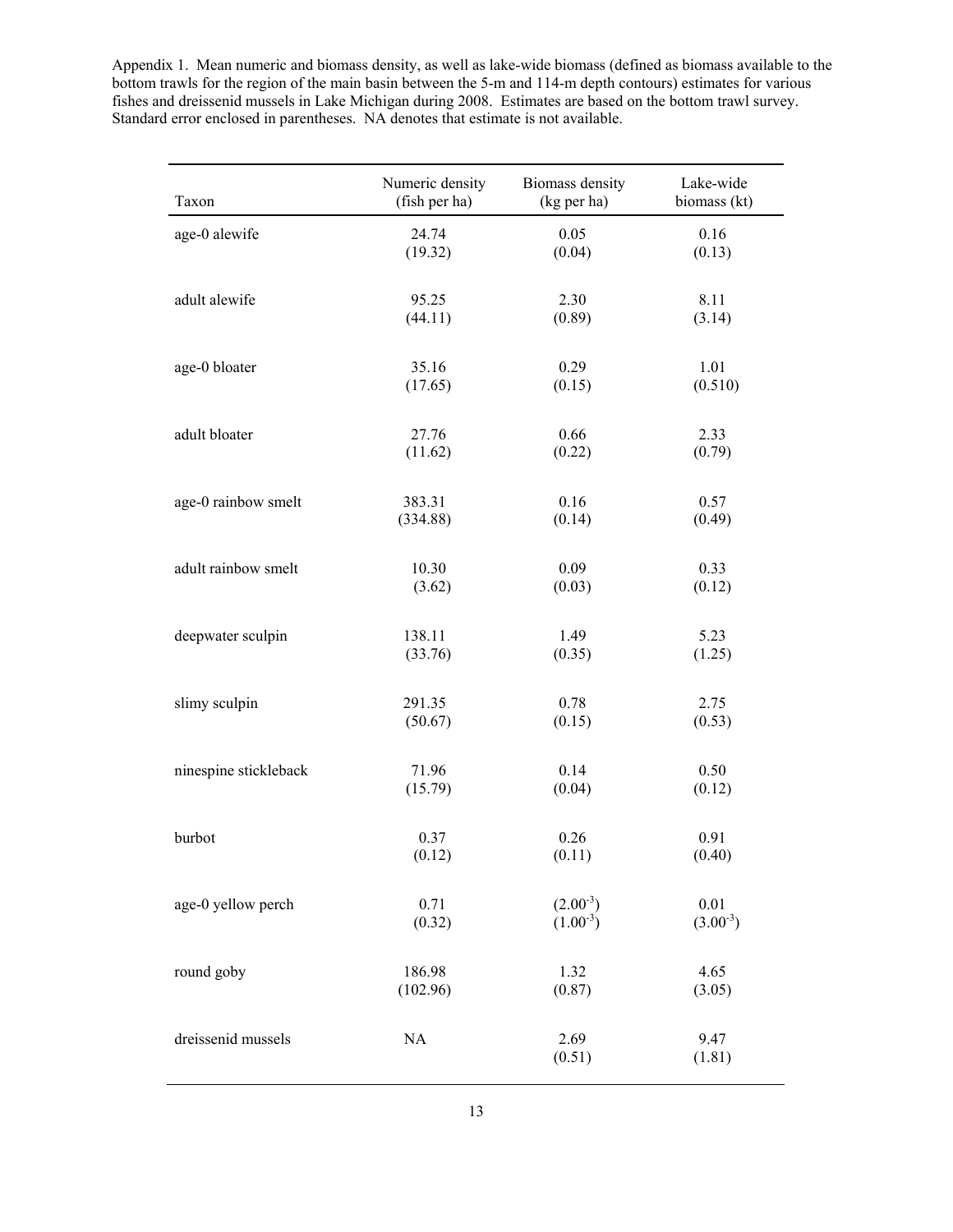Appendix 1. Mean numeric and biomass density, as well as lake-wide biomass (defined as biomass available to the bottom trawls for the region of the main basin between the 5-m and 114-m depth contours) estimates for various fishes and dreissenid mussels in Lake Michigan during 2008. Estimates are based on the bottom trawl survey. Standard error enclosed in parentheses. NA denotes that estimate is not available.

| Taxon | Numeric density (fish per ha) | Biomass density (kg per ha) | Lake-wide biomass (kt) |
|---|---|---|---|
| age-0 alewife | 24.74 (19.32) | 0.05 (0.04) | 0.16 (0.13) |
| adult alewife | 95.25 (44.11) | 2.30 (0.89) | 8.11 (3.14) |
| age-0 bloater | 35.16 (17.65) | 0.29 (0.15) | 1.01 (0.510) |
| adult bloater | 27.76 (11.62) | 0.66 (0.22) | 2.33 (0.79) |
| age-0 rainbow smelt | 383.31 (334.88) | 0.16 (0.14) | 0.57 (0.49) |
| adult rainbow smelt | 10.30 (3.62) | 0.09 (0.03) | 0.33 (0.12) |
| deepwater sculpin | 138.11 (33.76) | 1.49 (0.35) | 5.23 (1.25) |
| slimy sculpin | 291.35 (50.67) | 0.78 (0.15) | 2.75 (0.53) |
| ninespine stickleback | 71.96 (15.79) | 0.14 (0.04) | 0.50 (0.12) |
| burbot | 0.37 (0.12) | 0.26 (0.11) | 0.91 (0.40) |
| age-0 yellow perch | 0.71 (0.32) | ($2.00^{-3}$) ($1.00^{-3}$) | 0.01 ($3.00^{-3}$) |
| round goby | 186.98 (102.96) | 1.32 (0.87) | 4.65 (3.05) |
| dreissenid mussels | NA | 2.69 (0.51) | 9.47 (1.81) |